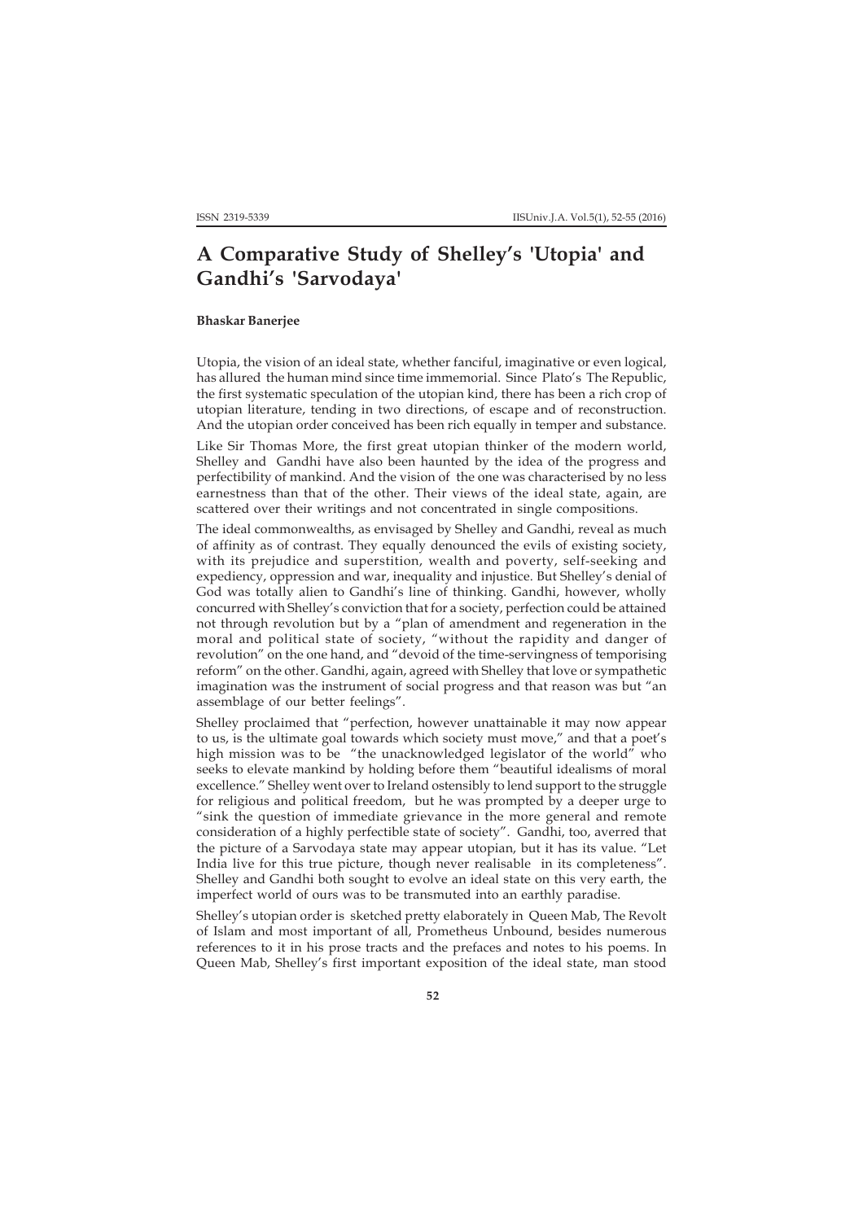# A Comparative Study of Shelley's 'Utopia' and Gandhi's 'Sarvodaya'

**Bhaskar Banerjee**

Utopia, the vision of an ideal state, whether fanciful, imaginative or even logical, has allured the human mind since time immemorial. Since Plato's The Republic, the first systematic speculation of the utopian kind, there has been a rich crop of utopian literature, tending in two directions, of escape and of reconstruction. And the utopian order conceived has been rich equally in temper and substance.

Like Sir Thomas More, the first great utopian thinker of the modern world, Shelley and Gandhi have also been haunted by the idea of the progress and perfectibility of mankind. And the vision of the one was characterised by no less earnestness than that of the other. Their views of the ideal state, again, are scattered over their writings and not concentrated in single compositions.

The ideal commonwealths, as envisaged by Shelley and Gandhi, reveal as much of affinity as of contrast. They equally denounced the evils of existing society, with its prejudice and superstition, wealth and poverty, self-seeking and expediency, oppression and war, inequality and injustice. But Shelley's denial of God was totally alien to Gandhi's line of thinking. Gandhi, however, wholly concurred with Shelley's conviction that for a society, perfection could be attained not through revolution but by a "plan of amendment and regeneration in the moral and political state of society, "without the rapidity and danger of revolution" on the one hand, and "devoid of the time-servingness of temporising reform" on the other. Gandhi, again, agreed with Shelley that love or sympathetic imagination was the instrument of social progress and that reason was but "an assemblage of our better feelings".

Shelley proclaimed that "perfection, however unattainable it may now appear to us, is the ultimate goal towards which society must move," and that a poet's high mission was to be "the unacknowledged legislator of the world" who seeks to elevate mankind by holding before them "beautiful idealisms of moral excellence." Shelley went over to Ireland ostensibly to lend support to the struggle for religious and political freedom, but he was prompted by a deeper urge to "sink the question of immediate grievance in the more general and remote consideration of a highly perfectible state of society". Gandhi, too, averred that the picture of a Sarvodaya state may appear utopian, but it has its value. "Let India live for this true picture, though never realisable in its completeness". Shelley and Gandhi both sought to evolve an ideal state on this very earth, the imperfect world of ours was to be transmuted into an earthly paradise.

Shelley's utopian order is sketched pretty elaborately in Queen Mab, The Revolt of Islam and most important of all, Prometheus Unbound, besides numerous references to it in his prose tracts and the prefaces and notes to his poems. In Queen Mab, Shelley's first important exposition of the ideal state, man stood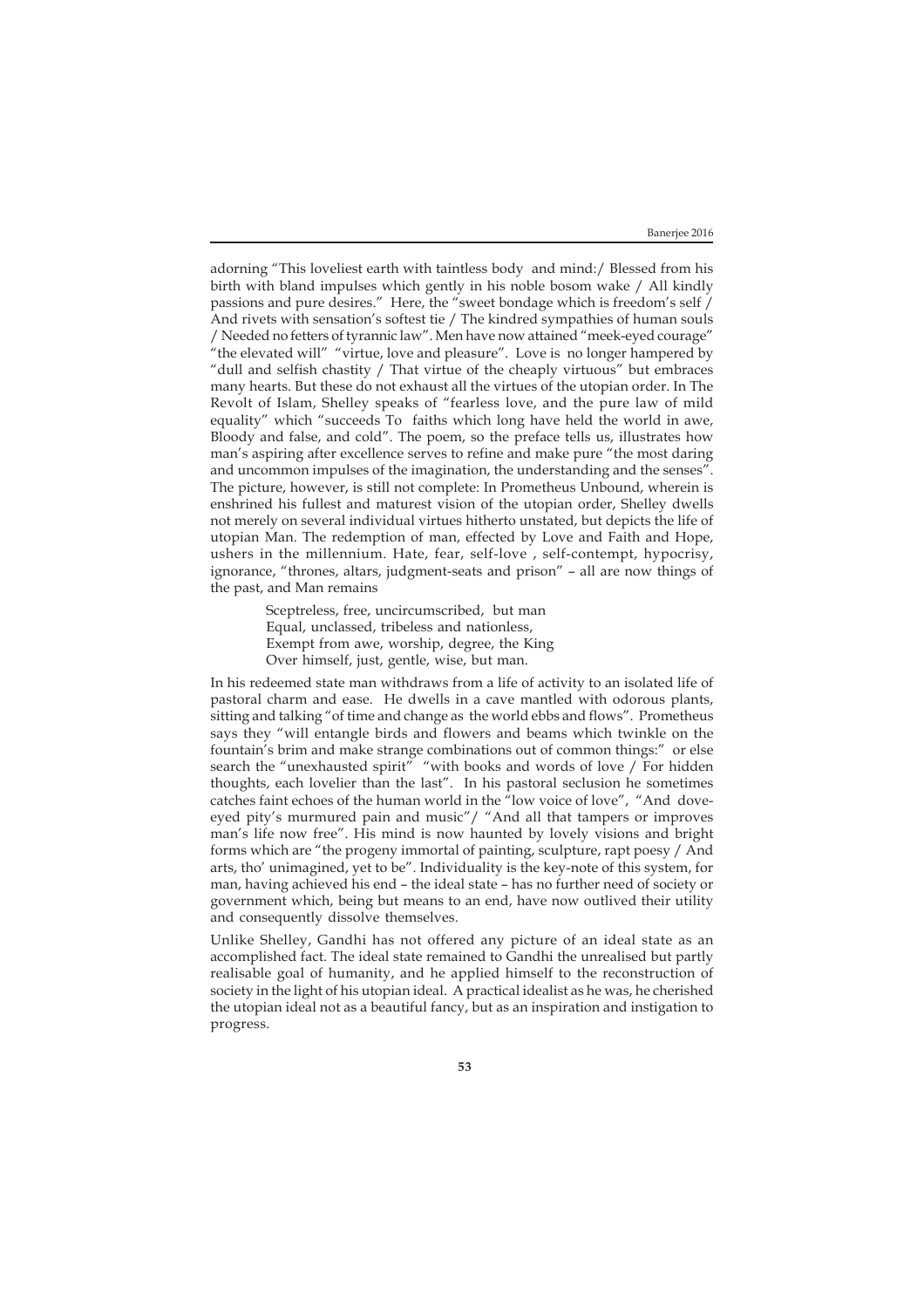adorning "This loveliest earth with taintless body and mind:/ Blessed from his birth with bland impulses which gently in his noble bosom wake / All kindly passions and pure desires." Here, the "sweet bondage which is freedom's self / And rivets with sensation's softest tie / The kindred sympathies of human souls / Needed no fetters of tyrannic law". Men have now attained "meek-eyed courage" "the elevated will" "virtue, love and pleasure". Love is no longer hampered by "dull and selfish chastity / That virtue of the cheaply virtuous" but embraces many hearts. But these do not exhaust all the virtues of the utopian order. In The Revolt of Islam, Shelley speaks of "fearless love, and the pure law of mild equality" which "succeeds To faiths which long have held the world in awe, Bloody and false, and cold". The poem, so the preface tells us, illustrates how man's aspiring after excellence serves to refine and make pure "the most daring and uncommon impulses of the imagination, the understanding and the senses". The picture, however, is still not complete: In Prometheus Unbound, wherein is enshrined his fullest and maturest vision of the utopian order, Shelley dwells not merely on several individual virtues hitherto unstated, but depicts the life of utopian Man. The redemption of man, effected by Love and Faith and Hope, ushers in the millennium. Hate, fear, self-love , self-contempt, hypocrisy, ignorance, "thrones, altars, judgment-seats and prison" – all are now things of the past, and Man remains

> Sceptreless, free, uncircumscribed, but man
> Equal, unclassed, tribeless and nationless,
> Exempt from awe, worship, degree, the King
> Over himself, just, gentle, wise, but man.

In his redeemed state man withdraws from a life of activity to an isolated life of pastoral charm and ease. He dwells in a cave mantled with odorous plants, sitting and talking "of time and change as the world ebbs and flows". Prometheus says they "will entangle birds and flowers and beams which twinkle on the fountain's brim and make strange combinations out of common things:" or else search the "unexhausted spirit" "with books and words of love / For hidden thoughts, each lovelier than the last". In his pastoral seclusion he sometimes catches faint echoes of the human world in the "low voice of love", "And dove-eyed pity's murmured pain and music"/ "And all that tampers or improves man's life now free". His mind is now haunted by lovely visions and bright forms which are "the progeny immortal of painting, sculpture, rapt poesy / And arts, tho' unimagined, yet to be". Individuality is the key-note of this system, for man, having achieved his end – the ideal state – has no further need of society or government which, being but means to an end, have now outlived their utility and consequently dissolve themselves.

Unlike Shelley, Gandhi has not offered any picture of an ideal state as an accomplished fact. The ideal state remained to Gandhi the unrealised but partly realisable goal of humanity, and he applied himself to the reconstruction of society in the light of his utopian ideal. A practical idealist as he was, he cherished the utopian ideal not as a beautiful fancy, but as an inspiration and instigation to progress.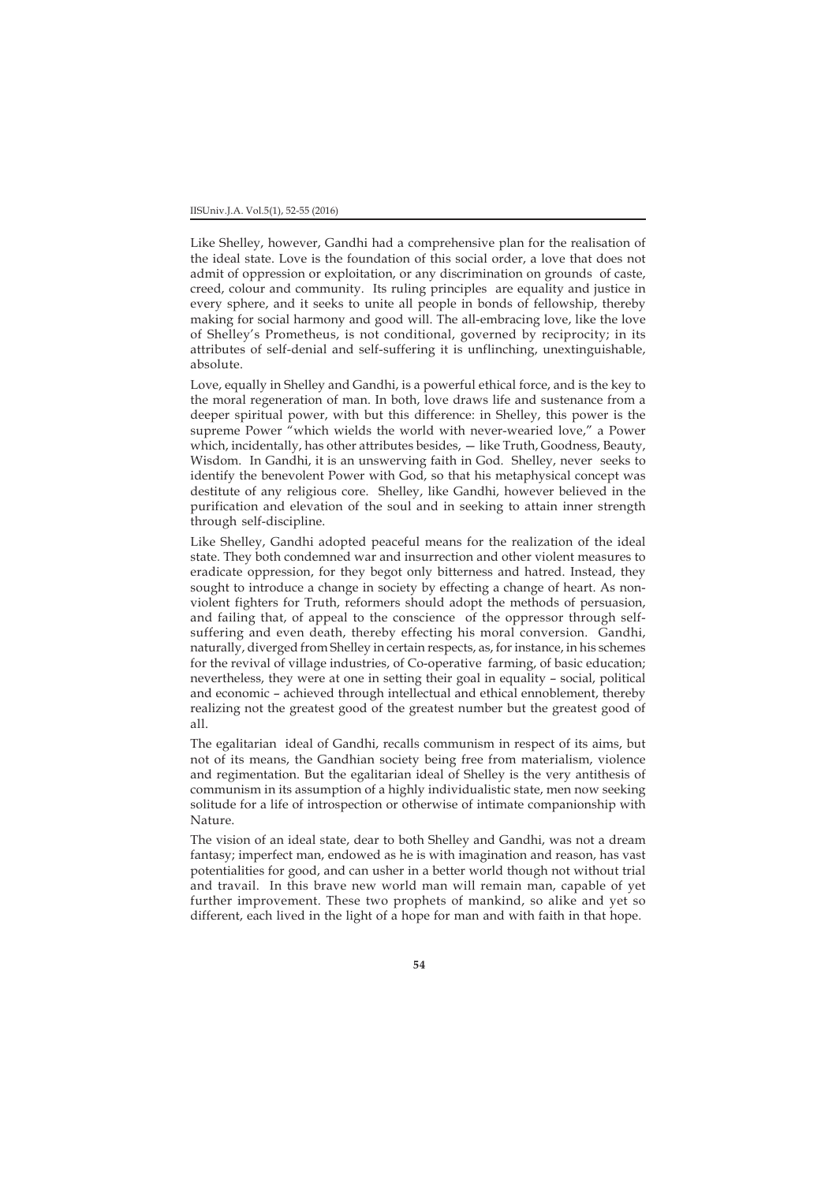Like Shelley, however, Gandhi had a comprehensive plan for the realisation of the ideal state. Love is the foundation of this social order, a love that does not admit of oppression or exploitation, or any discrimination on grounds of caste, creed, colour and community. Its ruling principles are equality and justice in every sphere, and it seeks to unite all people in bonds of fellowship, thereby making for social harmony and good will. The all-embracing love, like the love of Shelley's Prometheus, is not conditional, governed by reciprocity; in its attributes of self-denial and self-suffering it is unflinching, unextinguishable, absolute.

Love, equally in Shelley and Gandhi, is a powerful ethical force, and is the key to the moral regeneration of man. In both, love draws life and sustenance from a deeper spiritual power, with but this difference: in Shelley, this power is the supreme Power "which wields the world with never-wearied love," a Power which, incidentally, has other attributes besides, — like Truth, Goodness, Beauty, Wisdom. In Gandhi, it is an unswerving faith in God. Shelley, never seeks to identify the benevolent Power with God, so that his metaphysical concept was destitute of any religious core. Shelley, like Gandhi, however believed in the purification and elevation of the soul and in seeking to attain inner strength through self-discipline.

Like Shelley, Gandhi adopted peaceful means for the realization of the ideal state. They both condemned war and insurrection and other violent measures to eradicate oppression, for they begot only bitterness and hatred. Instead, they sought to introduce a change in society by effecting a change of heart. As non-violent fighters for Truth, reformers should adopt the methods of persuasion, and failing that, of appeal to the conscience of the oppressor through self-suffering and even death, thereby effecting his moral conversion. Gandhi, naturally, diverged from Shelley in certain respects, as, for instance, in his schemes for the revival of village industries, of Co-operative farming, of basic education; nevertheless, they were at one in setting their goal in equality – social, political and economic – achieved through intellectual and ethical ennoblement, thereby realizing not the greatest good of the greatest number but the greatest good of all.

The egalitarian ideal of Gandhi, recalls communism in respect of its aims, but not of its means, the Gandhian society being free from materialism, violence and regimentation. But the egalitarian ideal of Shelley is the very antithesis of communism in its assumption of a highly individualistic state, men now seeking solitude for a life of introspection or otherwise of intimate companionship with Nature.

The vision of an ideal state, dear to both Shelley and Gandhi, was not a dream fantasy; imperfect man, endowed as he is with imagination and reason, has vast potentialities for good, and can usher in a better world though not without trial and travail. In this brave new world man will remain man, capable of yet further improvement. These two prophets of mankind, so alike and yet so different, each lived in the light of a hope for man and with faith in that hope.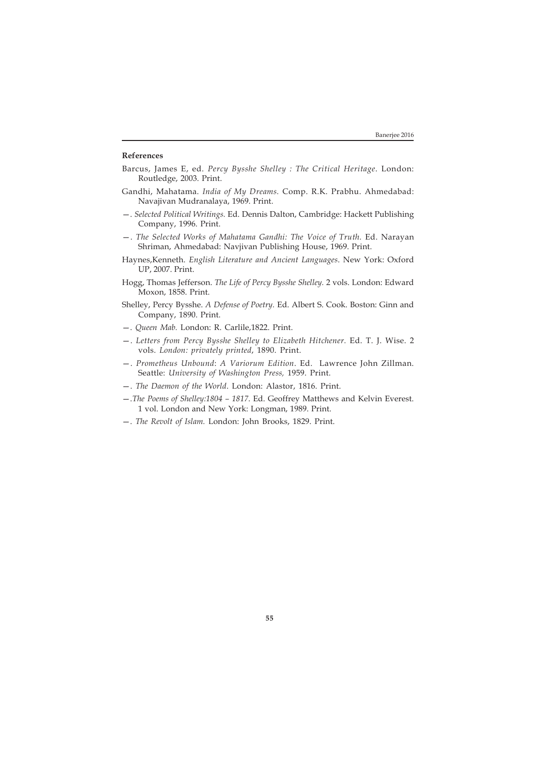**References**

Barcus, James E, ed. *Percy Bysshe Shelley : The Critical Heritage*. London: Routledge, 2003. Print.

Gandhi, Mahatama. *India of My Dreams.* Comp. R.K. Prabhu. Ahmedabad: Navajivan Mudranalaya, 1969. Print.

—. *Selected Political Writings.* Ed. Dennis Dalton, Cambridge: Hackett Publishing Company, 1996. Print.

—. *The Selected Works of Mahatama Gandhi: The Voice of Truth.* Ed. Narayan Shriman, Ahmedabad: Navjivan Publishing House, 1969. Print.

Haynes,Kenneth. *English Literature and Ancient Languages*. New York: Oxford UP, 2007. Print.

Hogg, Thomas Jefferson. *The Life of Percy Bysshe Shelley.* 2 vols. London: Edward Moxon, 1858. Print.

Shelley, Percy Bysshe. *A Defense of Poetry.* Ed. Albert S. Cook. Boston: Ginn and Company, 1890. Print.

—. *Queen Mab.* London: R. Carlile,1822. Print.

—. *Letters from Percy Bysshe Shelley to Elizabeth Hitchener.* Ed. T. J. Wise. 2 vols. *London: privately printed*, 1890. Print.

—. *Prometheus Unbound*: *A Variorum Edition*. Ed. Lawrence John Zillman. Seattle: *University of Washington Press,* 1959. Print.

—. *The Daemon of the World*. London: Alastor, 1816. Print.

—.*The Poems of Shelley:1804 – 1817*. Ed. Geoffrey Matthews and Kelvin Everest. 1 vol. London and New York: Longman, 1989. Print.

—. *The Revolt of Islam.* London: John Brooks, 1829. Print.